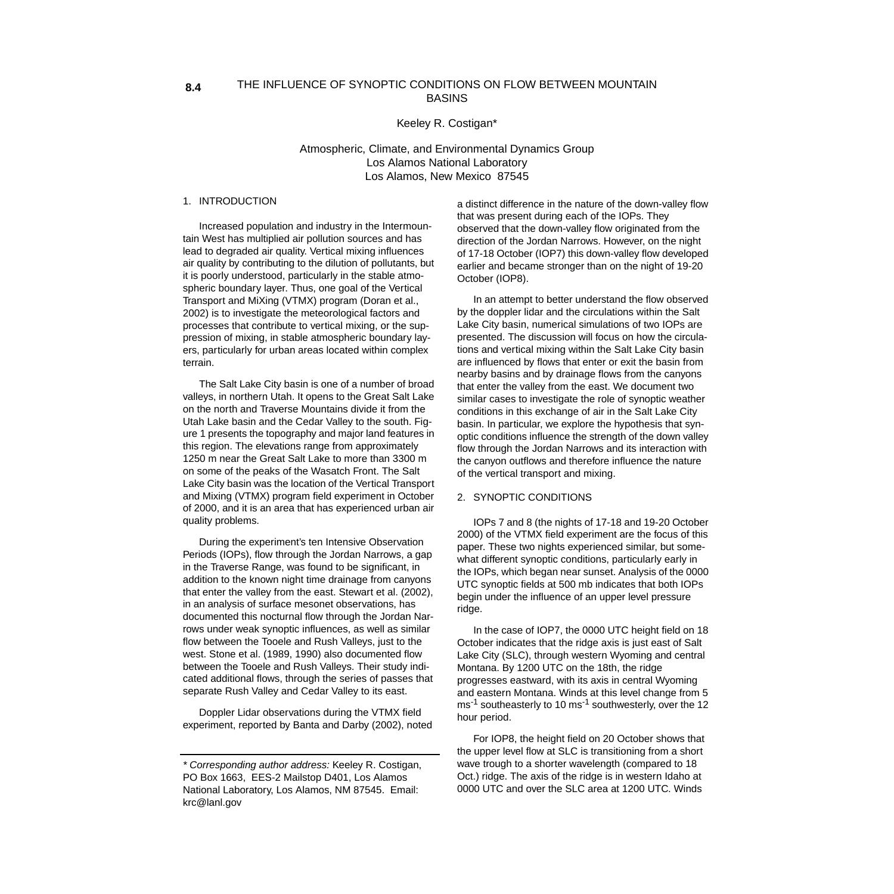**8.4** THE INFLUENCE OF SYNOPTIC CONDITIONS ON FLOW BETWEEN MOUNTAIN BASINS

Keeley R. Costigan*

Atmospheric, Climate, and Environmental Dynamics Group
Los Alamos National Laboratory
Los Alamos, New Mexico 87545

## 1. INTRODUCTION

Increased population and industry in the Intermountain West has multiplied air pollution sources and has lead to degraded air quality. Vertical mixing influences air quality by contributing to the dilution of pollutants, but it is poorly understood, particularly in the stable atmospheric boundary layer. Thus, one goal of the Vertical Transport and MiXing (VTMX) program (Doran et al., 2002) is to investigate the meteorological factors and processes that contribute to vertical mixing, or the suppression of mixing, in stable atmospheric boundary layers, particularly for urban areas located within complex terrain.

The Salt Lake City basin is one of a number of broad valleys, in northern Utah. It opens to the Great Salt Lake on the north and Traverse Mountains divide it from the Utah Lake basin and the Cedar Valley to the south. Figure 1 presents the topography and major land features in this region. The elevations range from approximately 1250 m near the Great Salt Lake to more than 3300 m on some of the peaks of the Wasatch Front. The Salt Lake City basin was the location of the Vertical Transport and Mixing (VTMX) program field experiment in October of 2000, and it is an area that has experienced urban air quality problems.

During the experiment's ten Intensive Observation Periods (IOPs), flow through the Jordan Narrows, a gap in the Traverse Range, was found to be significant, in addition to the known night time drainage from canyons that enter the valley from the east. Stewart et al. (2002), in an analysis of surface mesonet observations, has documented this nocturnal flow through the Jordan Narrows under weak synoptic influences, as well as similar flow between the Tooele and Rush Valleys, just to the west. Stone et al. (1989, 1990) also documented flow between the Tooele and Rush Valleys. Their study indicated additional flows, through the series of passes that separate Rush Valley and Cedar Valley to its east.

Doppler Lidar observations during the VTMX field experiment, reported by Banta and Darby (2002), noted a distinct difference in the nature of the down-valley flow that was present during each of the IOPs. They observed that the down-valley flow originated from the direction of the Jordan Narrows. However, on the night of 17-18 October (IOP7) this down-valley flow developed earlier and became stronger than on the night of 19-20 October (IOP8).

In an attempt to better understand the flow observed by the doppler lidar and the circulations within the Salt Lake City basin, numerical simulations of two IOPs are presented. The discussion will focus on how the circulations and vertical mixing within the Salt Lake City basin are influenced by flows that enter or exit the basin from nearby basins and by drainage flows from the canyons that enter the valley from the east. We document two similar cases to investigate the role of synoptic weather conditions in this exchange of air in the Salt Lake City basin. In particular, we explore the hypothesis that synoptic conditions influence the strength of the down valley flow through the Jordan Narrows and its interaction with the canyon outflows and therefore influence the nature of the vertical transport and mixing.

## 2. SYNOPTIC CONDITIONS

IOPs 7 and 8 (the nights of 17-18 and 19-20 October 2000) of the VTMX field experiment are the focus of this paper. These two nights experienced similar, but somewhat different synoptic conditions, particularly early in the IOPs, which began near sunset. Analysis of the 0000 UTC synoptic fields at 500 mb indicates that both IOPs begin under the influence of an upper level pressure ridge.

In the case of IOP7, the 0000 UTC height field on 18 October indicates that the ridge axis is just east of Salt Lake City (SLC), through western Wyoming and central Montana. By 1200 UTC on the 18th, the ridge progresses eastward, with its axis in central Wyoming and eastern Montana. Winds at this level change from 5 $ms^{-1}$ southeasterly to 10 $ms^{-1}$ southwesterly, over the 12 hour period.

For IOP8, the height field on 20 October shows that the upper level flow at SLC is transitioning from a short wave trough to a shorter wavelength (compared to 18 Oct.) ridge. The axis of the ridge is in western Idaho at 0000 UTC and over the SLC area at 1200 UTC. Winds

---

*\* Corresponding author address:* Keeley R. Costigan, PO Box 1663, EES-2 Mailstop D401, Los Alamos National Laboratory, Los Alamos, NM 87545. Email: krc@lanl.gov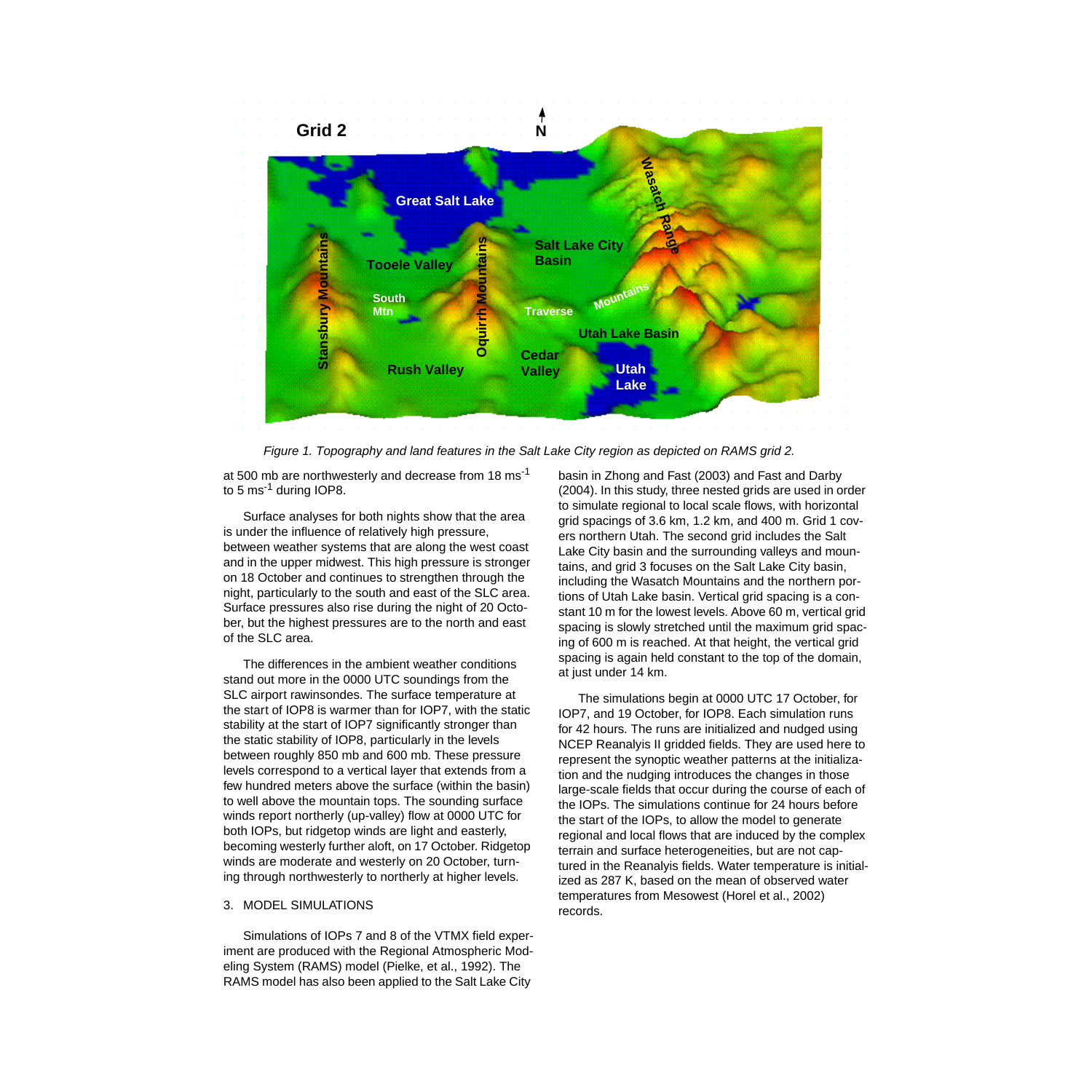*Figure 1. Topography and land features in the Salt Lake City region as depicted on RAMS grid 2.*

at 500 mb are northwesterly and decrease from 18 $ms^{-1}$ to 5 $ms^{-1}$ during IOP8.

Surface analyses for both nights show that the area is under the influence of relatively high pressure, between weather systems that are along the west coast and in the upper midwest. This high pressure is stronger on 18 October and continues to strengthen through the night, particularly to the south and east of the SLC area. Surface pressures also rise during the night of 20 October, but the highest pressures are to the north and east of the SLC area.

The differences in the ambient weather conditions stand out more in the 0000 UTC soundings from the SLC airport rawinsondes. The surface temperature at the start of IOP8 is warmer than for IOP7, with the static stability at the start of IOP7 significantly stronger than the static stability of IOP8, particularly in the levels between roughly 850 mb and 600 mb. These pressure levels correspond to a vertical layer that extends from a few hundred meters above the surface (within the basin) to well above the mountain tops. The sounding surface winds report northerly (up-valley) flow at 0000 UTC for both IOPs, but ridgetop winds are light and easterly, becoming westerly further aloft, on 17 October. Ridgetop winds are moderate and westerly on 20 October, turning through northwesterly to northerly at higher levels.

## 3. MODEL SIMULATIONS

Simulations of IOPs 7 and 8 of the VTMX field experiment are produced with the Regional Atmospheric Modeling System (RAMS) model (Pielke, et al., 1992). The RAMS model has also been applied to the Salt Lake City basin in Zhong and Fast (2003) and Fast and Darby (2004). In this study, three nested grids are used in order to simulate regional to local scale flows, with horizontal grid spacings of 3.6 km, 1.2 km, and 400 m. Grid 1 covers northern Utah. The second grid includes the Salt Lake City basin and the surrounding valleys and mountains, and grid 3 focuses on the Salt Lake City basin, including the Wasatch Mountains and the northern portions of Utah Lake basin. Vertical grid spacing is a constant 10 m for the lowest levels. Above 60 m, vertical grid spacing is slowly stretched until the maximum grid spacing of 600 m is reached. At that height, the vertical grid spacing is again held constant to the top of the domain, at just under 14 km.

The simulations begin at 0000 UTC 17 October, for IOP7, and 19 October, for IOP8. Each simulation runs for 42 hours. The runs are initialized and nudged using NCEP Reanalyis II gridded fields. They are used here to represent the synoptic weather patterns at the initialization and the nudging introduces the changes in those large-scale fields that occur during the course of each of the IOPs. The simulations continue for 24 hours before the start of the IOPs, to allow the model to generate regional and local flows that are induced by the complex terrain and surface heterogeneities, but are not captured in the Reanalyis fields. Water temperature is initialized as 287 K, based on the mean of observed water temperatures from Mesowest (Horel et al., 2002) records.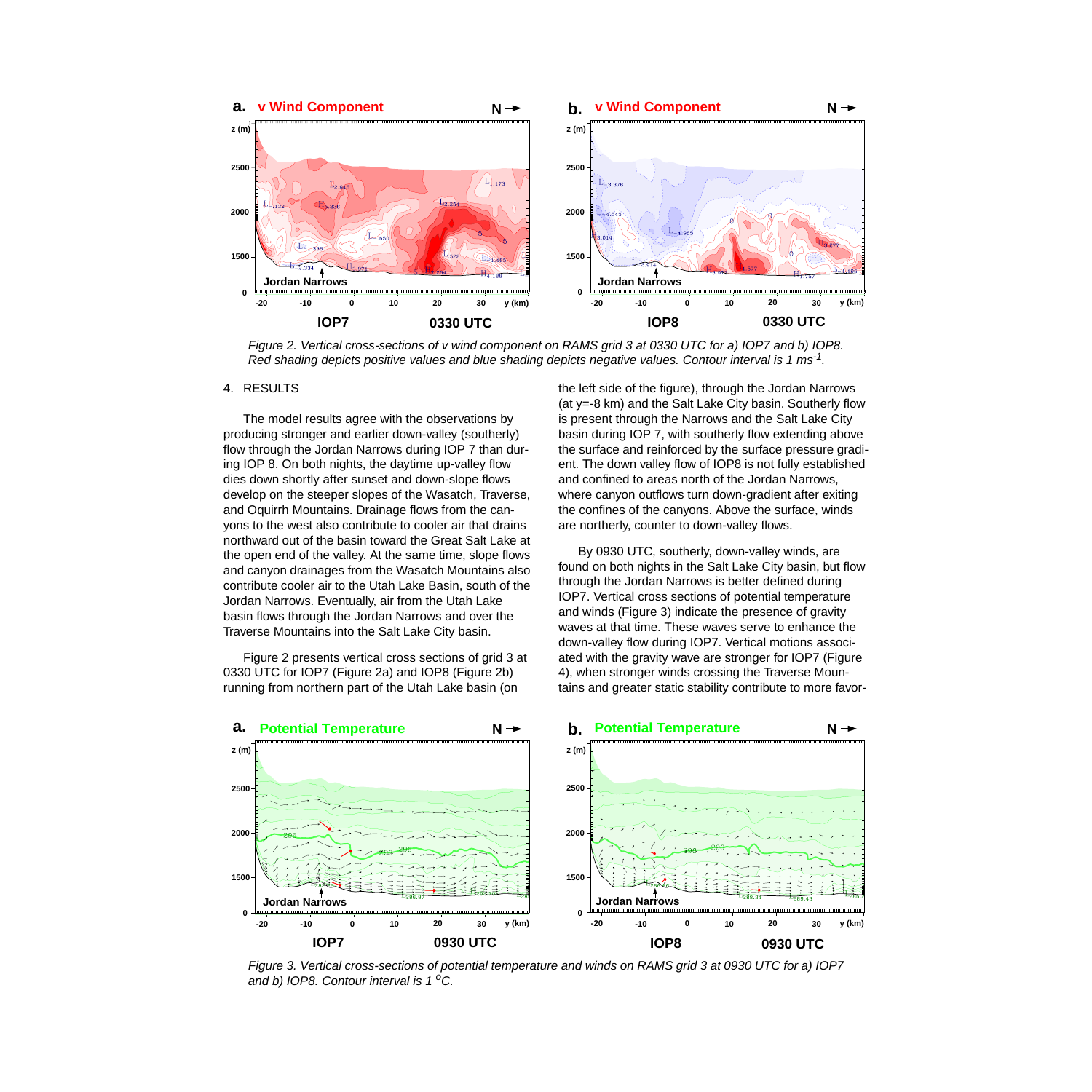*Figure 2. Vertical cross-sections of v wind component on RAMS grid 3 at 0330 UTC for a) IOP7 and b) IOP8. Red shading depicts positive values and blue shading depicts negative values. Contour interval is 1 ms$^{-1}$.*

## 4. RESULTS

The model results agree with the observations by producing stronger and earlier down-valley (southerly) flow through the Jordan Narrows during IOP 7 than during IOP 8. On both nights, the daytime up-valley flow dies down shortly after sunset and down-slope flows develop on the steeper slopes of the Wasatch, Traverse, and Oquirrh Mountains. Drainage flows from the canyons to the west also contribute to cooler air that drains northward out of the basin toward the Great Salt Lake at the open end of the valley. At the same time, slope flows and canyon drainages from the Wasatch Mountains also contribute cooler air to the Utah Lake Basin, south of the Jordan Narrows. Eventually, air from the Utah Lake basin flows through the Jordan Narrows and over the Traverse Mountains into the Salt Lake City basin.

Figure 2 presents vertical cross sections of grid 3 at 0330 UTC for IOP7 (Figure 2a) and IOP8 (Figure 2b) running from northern part of the Utah Lake basin (on the left side of the figure), through the Jordan Narrows (at y=-8 km) and the Salt Lake City basin. Southerly flow is present through the Narrows and the Salt Lake City basin during IOP 7, with southerly flow extending above the surface and reinforced by the surface pressure gradient. The down valley flow of IOP8 is not fully established and confined to areas north of the Jordan Narrows, where canyon outflows turn down-gradient after exiting the confines of the canyons. Above the surface, winds are northerly, counter to down-valley flows.

By 0930 UTC, southerly, down-valley winds, are found on both nights in the Salt Lake City basin, but flow through the Jordan Narrows is better defined during IOP7. Vertical cross sections of potential temperature and winds (Figure 3) indicate the presence of gravity waves at that time. These waves serve to enhance the down-valley flow during IOP7. Vertical motions associated with the gravity wave are stronger for IOP7 (Figure 4), when stronger winds crossing the Traverse Mountains and greater static stability contribute to more favor-

*Figure 3. Vertical cross-sections of potential temperature and winds on RAMS grid 3 at 0930 UTC for a) IOP7 and b) IOP8. Contour interval is 1 $^{o}$C.*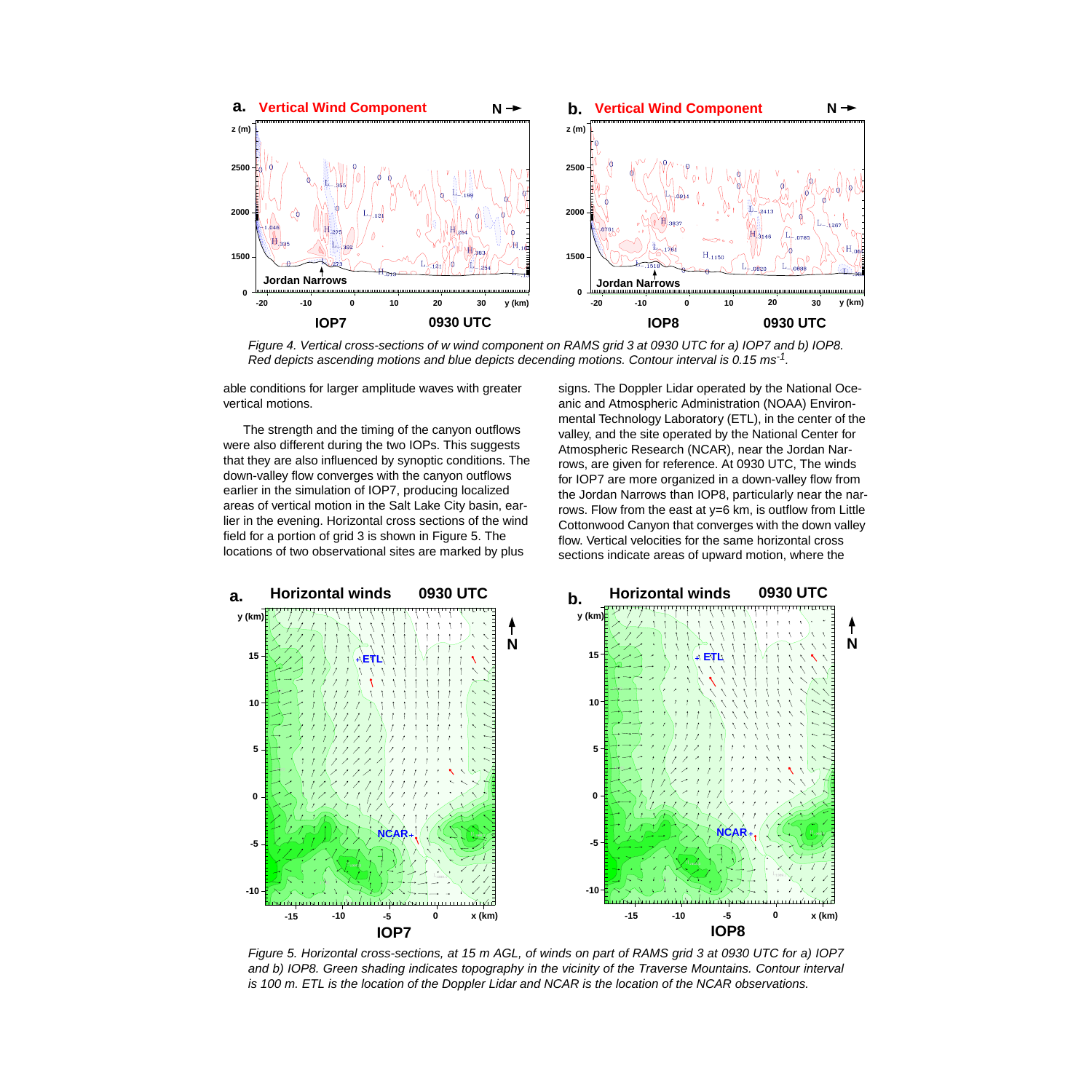*Figure 4. Vertical cross-sections of w wind component on RAMS grid 3 at 0930 UTC for a) IOP7 and b) IOP8. Red depicts ascending motions and blue depicts decending motions. Contour interval is 0.15 ms$^{-1}$.*

able conditions for larger amplitude waves with greater vertical motions.

The strength and the timing of the canyon outflows were also different during the two IOPs. This suggests that they are also influenced by synoptic conditions. The down-valley flow converges with the canyon outflows earlier in the simulation of IOP7, producing localized areas of vertical motion in the Salt Lake City basin, earlier in the evening. Horizontal cross sections of the wind field for a portion of grid 3 is shown in Figure 5. The locations of two observational sites are marked by plus signs. The Doppler Lidar operated by the National Oceanic and Atmospheric Administration (NOAA) Environmental Technology Laboratory (ETL), in the center of the valley, and the site operated by the National Center for Atmospheric Research (NCAR), near the Jordan Narrows, are given for reference. At 0930 UTC, The winds for IOP7 are more organized in a down-valley flow from the Jordan Narrows than IOP8, particularly near the narrows. Flow from the east at y=6 km, is outflow from Little Cottonwood Canyon that converges with the down valley flow. Vertical velocities for the same horizontal cross sections indicate areas of upward motion, where the

*Figure 5. Horizontal cross-sections, at 15 m AGL, of winds on part of RAMS grid 3 at 0930 UTC for a) IOP7 and b) IOP8. Green shading indicates topography in the vicinity of the Traverse Mountains. Contour interval is 100 m. ETL is the location of the Doppler Lidar and NCAR is the location of the NCAR observations.*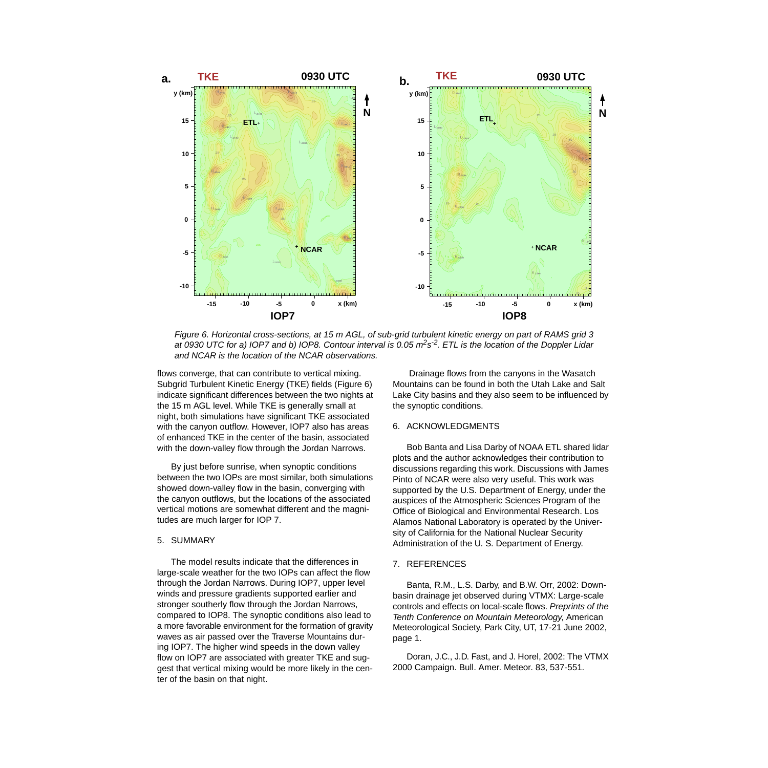*Figure 6. Horizontal cross-sections, at 15 m AGL, of sub-grid turbulent kinetic energy on part of RAMS grid 3 at 0930 UTC for a) IOP7 and b) IOP8. Contour interval is 0.05 $m^2s^{-2}$. ETL is the location of the Doppler Lidar and NCAR is the location of the NCAR observations.*

flows converge, that can contribute to vertical mixing. Subgrid Turbulent Kinetic Energy (TKE) fields (Figure 6) indicate significant differences between the two nights at the 15 m AGL level. While TKE is generally small at night, both simulations have significant TKE associated with the canyon outflow. However, IOP7 also has areas of enhanced TKE in the center of the basin, associated with the down-valley flow through the Jordan Narrows.

By just before sunrise, when synoptic conditions between the two IOPs are most similar, both simulations showed down-valley flow in the basin, converging with the canyon outflows, but the locations of the associated vertical motions are somewhat different and the magnitudes are much larger for IOP 7.

## 5. SUMMARY

The model results indicate that the differences in large-scale weather for the two IOPs can affect the flow through the Jordan Narrows. During IOP7, upper level winds and pressure gradients supported earlier and stronger southerly flow through the Jordan Narrows, compared to IOP8. The synoptic conditions also lead to a more favorable environment for the formation of gravity waves as air passed over the Traverse Mountains during IOP7. The higher wind speeds in the down valley flow on IOP7 are associated with greater TKE and suggest that vertical mixing would be more likely in the center of the basin on that night.

Drainage flows from the canyons in the Wasatch Mountains can be found in both the Utah Lake and Salt Lake City basins and they also seem to be influenced by the synoptic conditions.

## 6. ACKNOWLEDGMENTS

Bob Banta and Lisa Darby of NOAA ETL shared lidar plots and the author acknowledges their contribution to discussions regarding this work. Discussions with James Pinto of NCAR were also very useful. This work was supported by the U.S. Department of Energy, under the auspices of the Atmospheric Sciences Program of the Office of Biological and Environmental Research. Los Alamos National Laboratory is operated by the University of California for the National Nuclear Security Administration of the U. S. Department of Energy.

## 7. REFERENCES

Banta, R.M., L.S. Darby, and B.W. Orr, 2002: Down-basin drainage jet observed during VTMX: Large-scale controls and effects on local-scale flows. *Preprints of the Tenth Conference on Mountain Meteorology*, American Meteorological Society, Park City, UT, 17-21 June 2002, page 1.

Doran, J.C., J.D. Fast, and J. Horel, 2002: The VTMX 2000 Campaign. Bull. Amer. Meteor. 83, 537-551.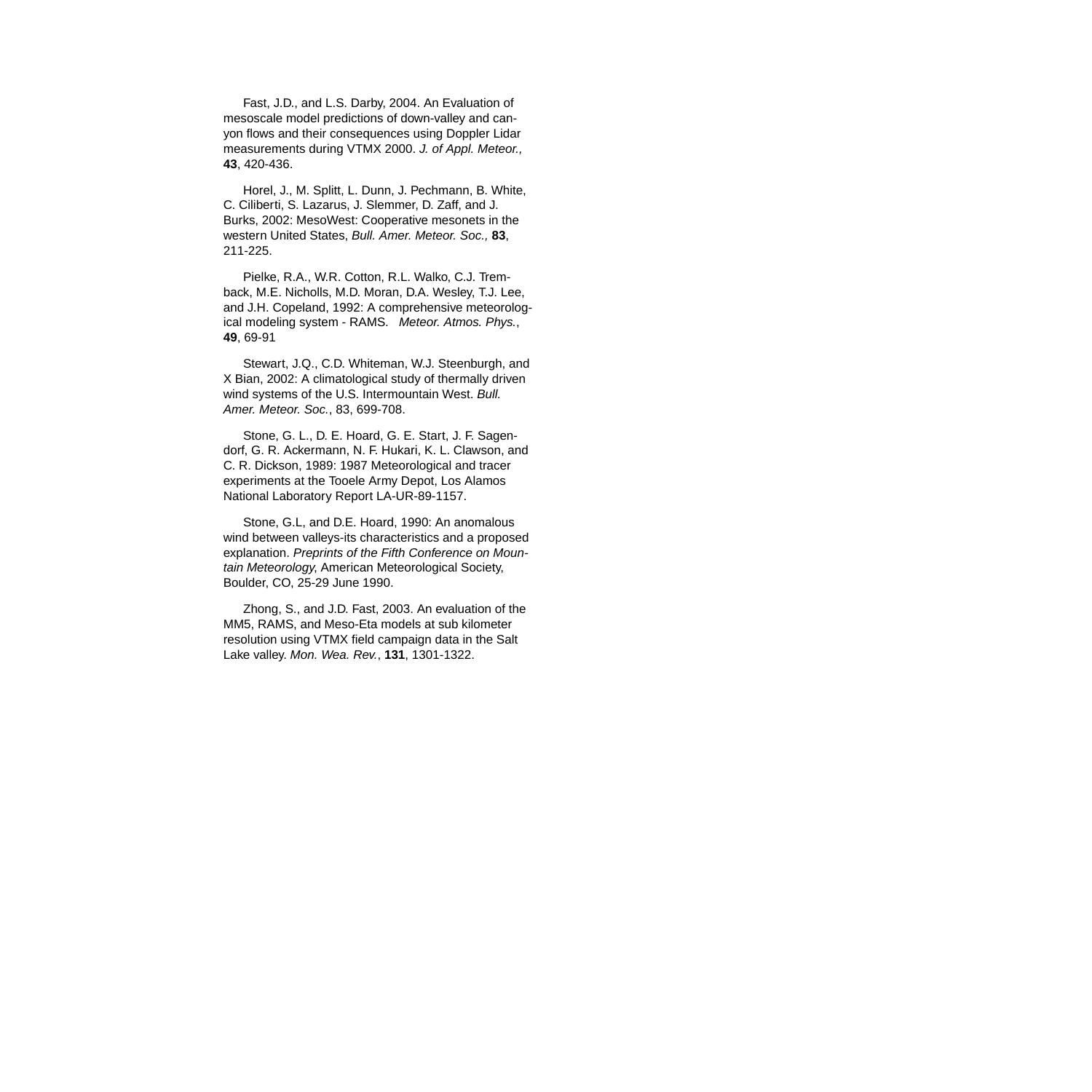Fast, J.D., and L.S. Darby, 2004. An Evaluation of mesoscale model predictions of down-valley and canyon flows and their consequences using Doppler Lidar measurements during VTMX 2000. *J. of Appl. Meteor.,* **43**, 420-436.

Horel, J., M. Splitt, L. Dunn, J. Pechmann, B. White, C. Ciliberti, S. Lazarus, J. Slemmer, D. Zaff, and J. Burks, 2002: MesoWest: Cooperative mesonets in the western United States, *Bull. Amer. Meteor. Soc.,* **83**, 211-225.

Pielke, R.A., W.R. Cotton, R.L. Walko, C.J. Tremback, M.E. Nicholls, M.D. Moran, D.A. Wesley, T.J. Lee, and J.H. Copeland, 1992: A comprehensive meteorological modeling system - RAMS. *Meteor. Atmos. Phys.*, **49**, 69-91

Stewart, J.Q., C.D. Whiteman, W.J. Steenburgh, and X Bian, 2002: A climatological study of thermally driven wind systems of the U.S. Intermountain West. *Bull. Amer. Meteor. Soc.*, 83, 699-708.

Stone, G. L., D. E. Hoard, G. E. Start, J. F. Sagendorf, G. R. Ackermann, N. F. Hukari, K. L. Clawson, and C. R. Dickson, 1989: 1987 Meteorological and tracer experiments at the Tooele Army Depot, Los Alamos National Laboratory Report LA-UR-89-1157.

Stone, G.L, and D.E. Hoard, 1990: An anomalous wind between valleys-its characteristics and a proposed explanation. *Preprints of the Fifth Conference on Mountain Meteorology,* American Meteorological Society, Boulder, CO, 25-29 June 1990.

Zhong, S., and J.D. Fast, 2003. An evaluation of the MM5, RAMS, and Meso-Eta models at sub kilometer resolution using VTMX field campaign data in the Salt Lake valley. *Mon. Wea. Rev.*, **131**, 1301-1322.